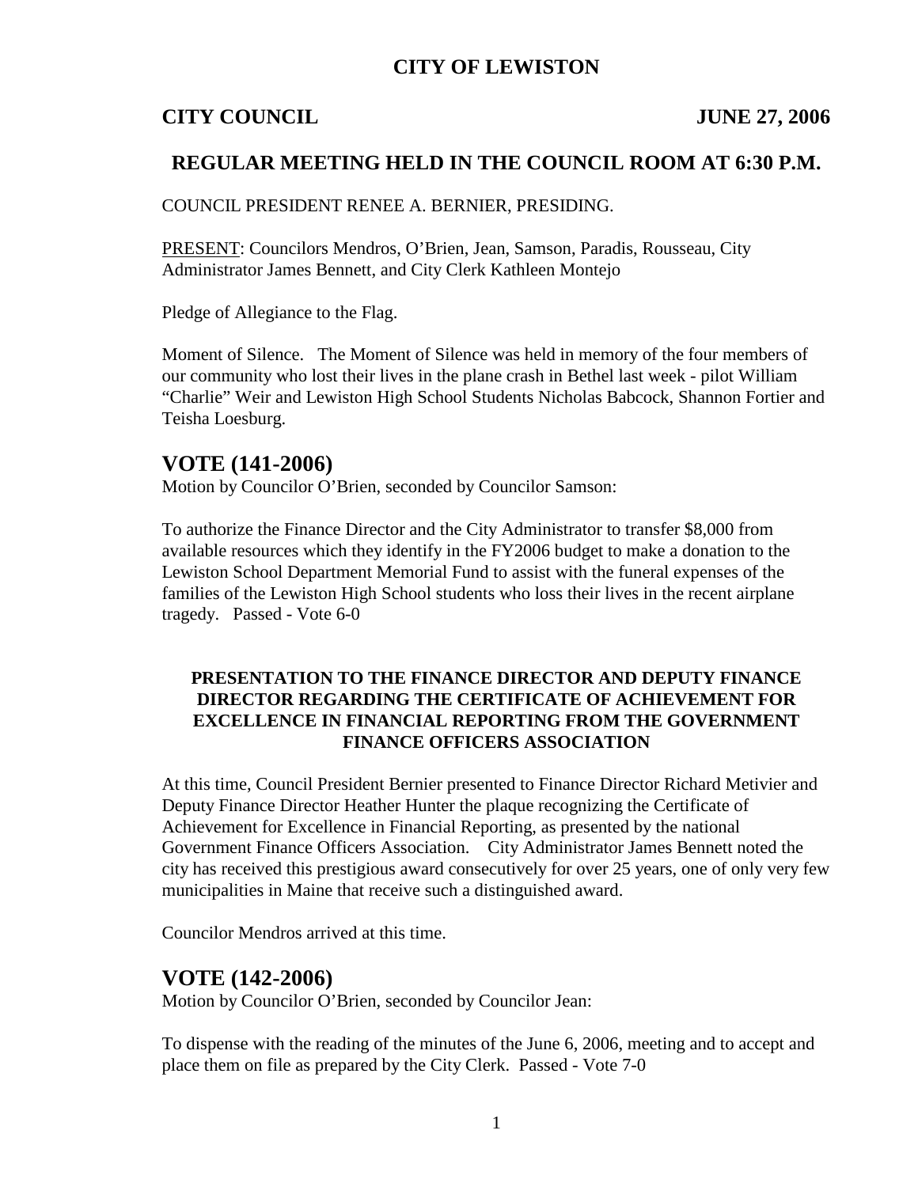# CITY OF LEWISTON

**CITY COUNCIL** **JUNE 27, 2006**

## REGULAR MEETING HELD IN THE COUNCIL ROOM AT 6:30 P.M.

COUNCIL PRESIDENT RENEE A. BERNIER, PRESIDING.

PRESENT: Councilors Mendros, O'Brien, Jean, Samson, Paradis, Rousseau, City Administrator James Bennett, and City Clerk Kathleen Montejo

Pledge of Allegiance to the Flag.

Moment of Silence. The Moment of Silence was held in memory of the four members of our community who lost their lives in the plane crash in Bethel last week - pilot William "Charlie" Weir and Lewiston High School Students Nicholas Babcock, Shannon Fortier and Teisha Loesburg.

## VOTE (141-2006)

Motion by Councilor O'Brien, seconded by Councilor Samson:

To authorize the Finance Director and the City Administrator to transfer $8,000 from available resources which they identify in the FY2006 budget to make a donation to the Lewiston School Department Memorial Fund to assist with the funeral expenses of the families of the Lewiston High School students who loss their lives in the recent airplane tragedy. Passed - Vote 6-0

### PRESENTATION TO THE FINANCE DIRECTOR AND DEPUTY FINANCE DIRECTOR REGARDING THE CERTIFICATE OF ACHIEVEMENT FOR EXCELLENCE IN FINANCIAL REPORTING FROM THE GOVERNMENT FINANCE OFFICERS ASSOCIATION

At this time, Council President Bernier presented to Finance Director Richard Metivier and Deputy Finance Director Heather Hunter the plaque recognizing the Certificate of Achievement for Excellence in Financial Reporting, as presented by the national Government Finance Officers Association. City Administrator James Bennett noted the city has received this prestigious award consecutively for over 25 years, one of only very few municipalities in Maine that receive such a distinguished award.

Councilor Mendros arrived at this time.

## VOTE (142-2006)

Motion by Councilor O'Brien, seconded by Councilor Jean:

To dispense with the reading of the minutes of the June 6, 2006, meeting and to accept and place them on file as prepared by the City Clerk. Passed - Vote 7-0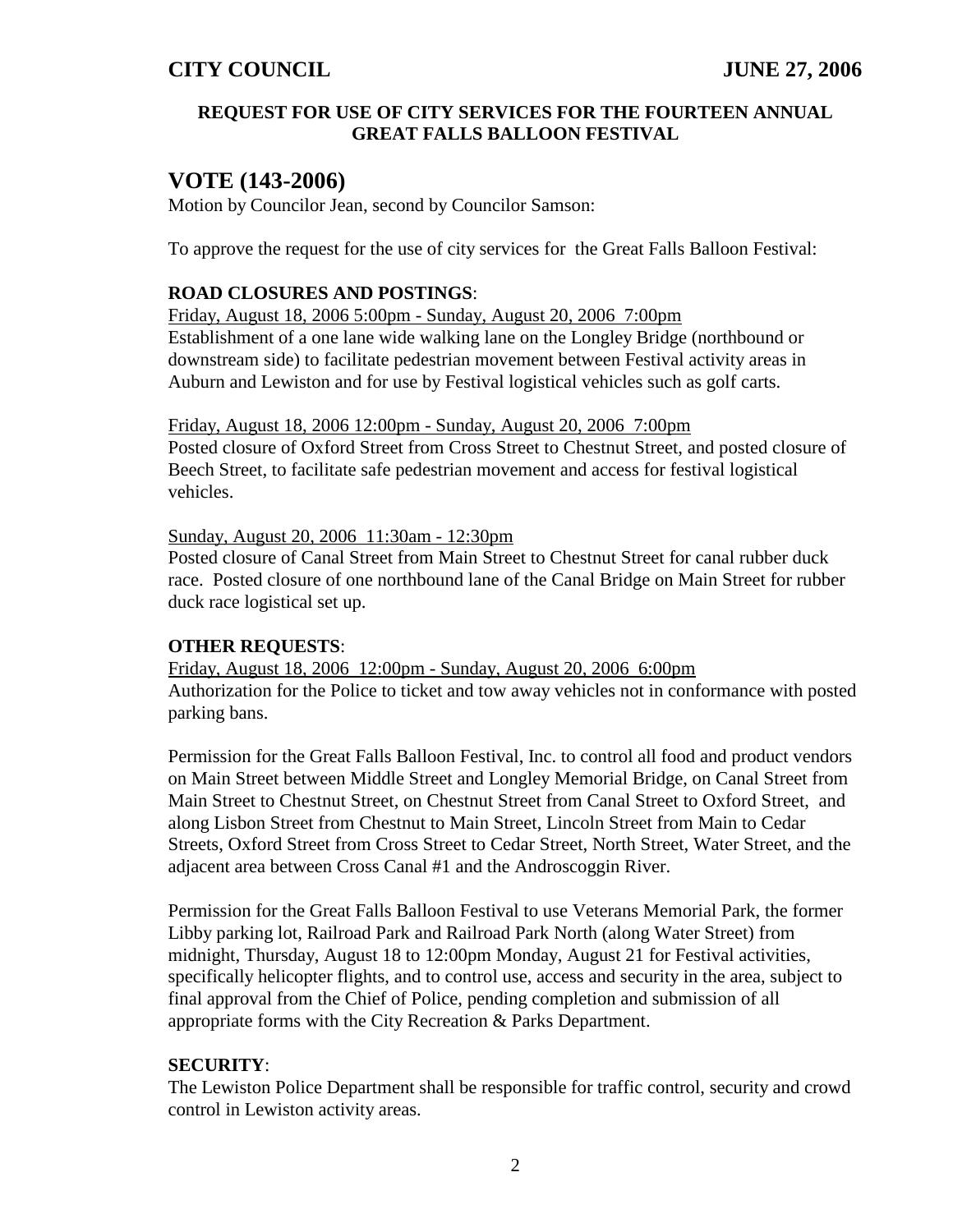**REQUEST FOR USE OF CITY SERVICES FOR THE FOURTEEN ANNUAL GREAT FALLS BALLOON FESTIVAL**

## VOTE (143-2006)

Motion by Councilor Jean, second by Councilor Samson:

To approve the request for the use of city services for the Great Falls Balloon Festival:

**ROAD CLOSURES AND POSTINGS**:

Friday, August 18, 2006 5:00pm - Sunday, August 20, 2006 7:00pm
Establishment of a one lane wide walking lane on the Longley Bridge (northbound or downstream side) to facilitate pedestrian movement between Festival activity areas in Auburn and Lewiston and for use by Festival logistical vehicles such as golf carts.

Friday, August 18, 2006 12:00pm - Sunday, August 20, 2006 7:00pm
Posted closure of Oxford Street from Cross Street to Chestnut Street, and posted closure of Beech Street, to facilitate safe pedestrian movement and access for festival logistical vehicles.

Sunday, August 20, 2006 11:30am - 12:30pm
Posted closure of Canal Street from Main Street to Chestnut Street for canal rubber duck race. Posted closure of one northbound lane of the Canal Bridge on Main Street for rubber duck race logistical set up.

**OTHER REQUESTS**:

Friday, August 18, 2006 12:00pm - Sunday, August 20, 2006 6:00pm
Authorization for the Police to ticket and tow away vehicles not in conformance with posted parking bans.

Permission for the Great Falls Balloon Festival, Inc. to control all food and product vendors on Main Street between Middle Street and Longley Memorial Bridge, on Canal Street from Main Street to Chestnut Street, on Chestnut Street from Canal Street to Oxford Street, and along Lisbon Street from Chestnut to Main Street, Lincoln Street from Main to Cedar Streets, Oxford Street from Cross Street to Cedar Street, North Street, Water Street, and the adjacent area between Cross Canal #1 and the Androscoggin River.

Permission for the Great Falls Balloon Festival to use Veterans Memorial Park, the former Libby parking lot, Railroad Park and Railroad Park North (along Water Street) from midnight, Thursday, August 18 to 12:00pm Monday, August 21 for Festival activities, specifically helicopter flights, and to control use, access and security in the area, subject to final approval from the Chief of Police, pending completion and submission of all appropriate forms with the City Recreation & Parks Department.

**SECURITY**:

The Lewiston Police Department shall be responsible for traffic control, security and crowd control in Lewiston activity areas.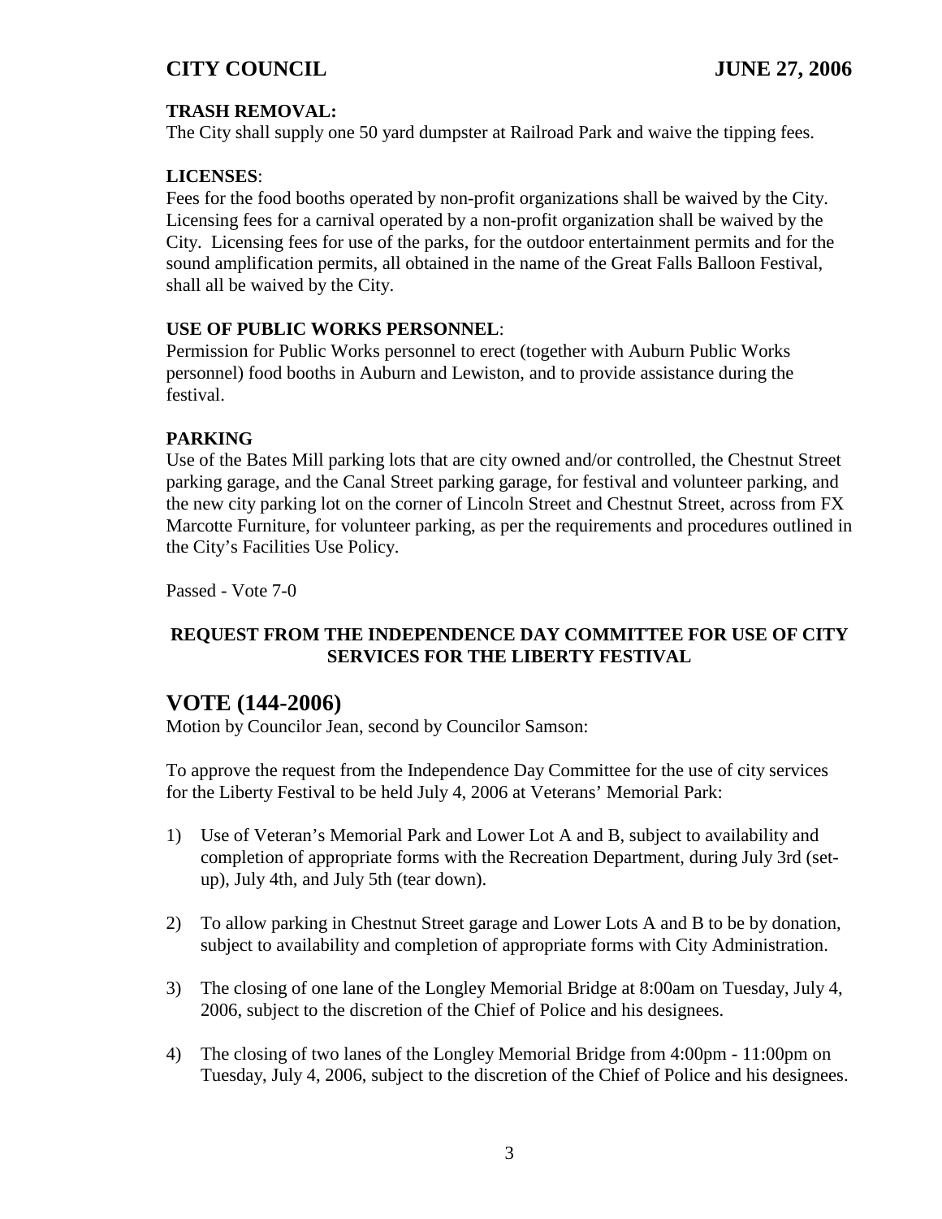**TRASH REMOVAL:**
The City shall supply one 50 yard dumpster at Railroad Park and waive the tipping fees.

**LICENSES**:
Fees for the food booths operated by non-profit organizations shall be waived by the City. Licensing fees for a carnival operated by a non-profit organization shall be waived by the City. Licensing fees for use of the parks, for the outdoor entertainment permits and for the sound amplification permits, all obtained in the name of the Great Falls Balloon Festival, shall all be waived by the City.

**USE OF PUBLIC WORKS PERSONNEL**:
Permission for Public Works personnel to erect (together with Auburn Public Works personnel) food booths in Auburn and Lewiston, and to provide assistance during the festival.

**PARKING**
Use of the Bates Mill parking lots that are city owned and/or controlled, the Chestnut Street parking garage, and the Canal Street parking garage, for festival and volunteer parking, and the new city parking lot on the corner of Lincoln Street and Chestnut Street, across from FX Marcotte Furniture, for volunteer parking, as per the requirements and procedures outlined in the City's Facilities Use Policy.

Passed - Vote 7-0

**REQUEST FROM THE INDEPENDENCE DAY COMMITTEE FOR USE OF CITY SERVICES FOR THE LIBERTY FESTIVAL**

## VOTE (144-2006)

Motion by Councilor Jean, second by Councilor Samson:

To approve the request from the Independence Day Committee for the use of city services for the Liberty Festival to be held July 4, 2006 at Veterans' Memorial Park:

1) Use of Veteran's Memorial Park and Lower Lot A and B, subject to availability and completion of appropriate forms with the Recreation Department, during July 3rd (set-up), July 4th, and July 5th (tear down).

2) To allow parking in Chestnut Street garage and Lower Lots A and B to be by donation, subject to availability and completion of appropriate forms with City Administration.

3) The closing of one lane of the Longley Memorial Bridge at 8:00am on Tuesday, July 4, 2006, subject to the discretion of the Chief of Police and his designees.

4) The closing of two lanes of the Longley Memorial Bridge from 4:00pm - 11:00pm on Tuesday, July 4, 2006, subject to the discretion of the Chief of Police and his designees.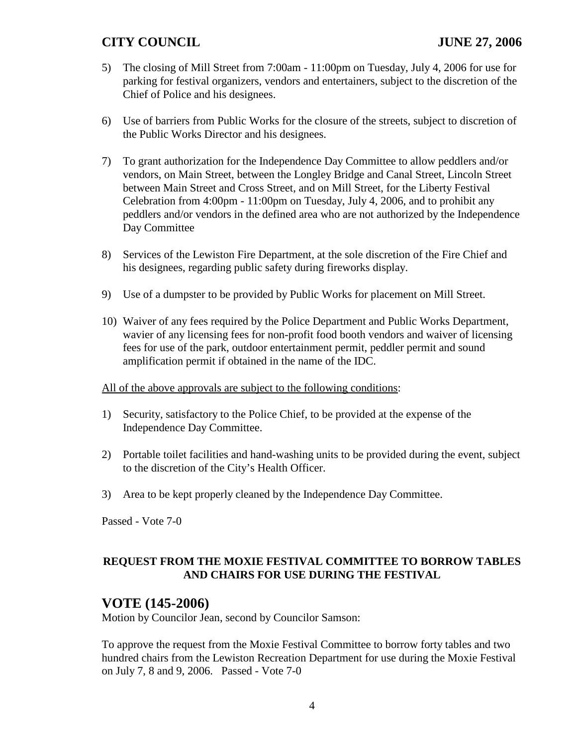5) The closing of Mill Street from 7:00am - 11:00pm on Tuesday, July 4, 2006 for use for parking for festival organizers, vendors and entertainers, subject to the discretion of the Chief of Police and his designees.

6) Use of barriers from Public Works for the closure of the streets, subject to discretion of the Public Works Director and his designees.

7) To grant authorization for the Independence Day Committee to allow peddlers and/or vendors, on Main Street, between the Longley Bridge and Canal Street, Lincoln Street between Main Street and Cross Street, and on Mill Street, for the Liberty Festival Celebration from 4:00pm - 11:00pm on Tuesday, July 4, 2006, and to prohibit any peddlers and/or vendors in the defined area who are not authorized by the Independence Day Committee

8) Services of the Lewiston Fire Department, at the sole discretion of the Fire Chief and his designees, regarding public safety during fireworks display.

9) Use of a dumpster to be provided by Public Works for placement on Mill Street.

10) Waiver of any fees required by the Police Department and Public Works Department, wavier of any licensing fees for non-profit food booth vendors and waiver of licensing fees for use of the park, outdoor entertainment permit, peddler permit and sound amplification permit if obtained in the name of the IDC.

<u>All of the above approvals are subject to the following conditions</u>:

1) Security, satisfactory to the Police Chief, to be provided at the expense of the Independence Day Committee.

2) Portable toilet facilities and hand-washing units to be provided during the event, subject to the discretion of the City's Health Officer.

3) Area to be kept properly cleaned by the Independence Day Committee.

Passed - Vote 7-0

**REQUEST FROM THE MOXIE FESTIVAL COMMITTEE TO BORROW TABLES AND CHAIRS FOR USE DURING THE FESTIVAL**

## VOTE (145-2006)

Motion by Councilor Jean, second by Councilor Samson:

To approve the request from the Moxie Festival Committee to borrow forty tables and two hundred chairs from the Lewiston Recreation Department for use during the Moxie Festival on July 7, 8 and 9, 2006. Passed - Vote 7-0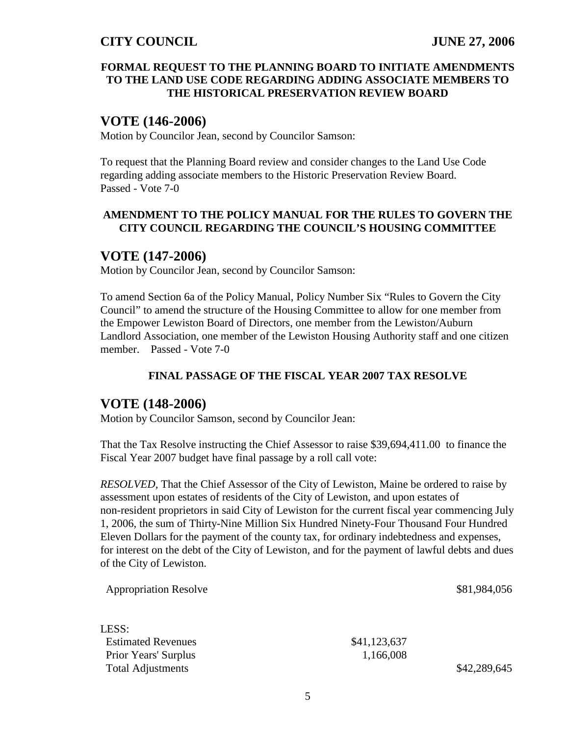**FORMAL REQUEST TO THE PLANNING BOARD TO INITIATE AMENDMENTS TO THE LAND USE CODE REGARDING ADDING ASSOCIATE MEMBERS TO THE HISTORICAL PRESERVATION REVIEW BOARD**

## VOTE (146-2006)

Motion by Councilor Jean, second by Councilor Samson:

To request that the Planning Board review and consider changes to the Land Use Code regarding adding associate members to the Historic Preservation Review Board.
Passed - Vote 7-0

**AMENDMENT TO THE POLICY MANUAL FOR THE RULES TO GOVERN THE CITY COUNCIL REGARDING THE COUNCIL'S HOUSING COMMITTEE**

## VOTE (147-2006)

Motion by Councilor Jean, second by Councilor Samson:

To amend Section 6a of the Policy Manual, Policy Number Six "Rules to Govern the City Council" to amend the structure of the Housing Committee to allow for one member from the Empower Lewiston Board of Directors, one member from the Lewiston/Auburn Landlord Association, one member of the Lewiston Housing Authority staff and one citizen member. Passed - Vote 7-0

**FINAL PASSAGE OF THE FISCAL YEAR 2007 TAX RESOLVE**

## VOTE (148-2006)

Motion by Councilor Samson, second by Councilor Jean:

That the Tax Resolve instructing the Chief Assessor to raise $39,694,411.00 to finance the Fiscal Year 2007 budget have final passage by a roll call vote:

*RESOLVED*, That the Chief Assessor of the City of Lewiston, Maine be ordered to raise by assessment upon estates of residents of the City of Lewiston, and upon estates of non-resident proprietors in said City of Lewiston for the current fiscal year commencing July 1, 2006, the sum of Thirty-Nine Million Six Hundred Ninety-Four Thousand Four Hundred Eleven Dollars for the payment of the county tax, for ordinary indebtedness and expenses, for interest on the debt of the City of Lewiston, and for the payment of lawful debts and dues of the City of Lewiston.

| | | |
|---|---|---|
| Appropriation Resolve | | $81,984,056 |
| LESS: | | |
| Estimated Revenues | $41,123,637 | |
| Prior Years' Surplus | 1,166,008 | |
| Total Adjustments | | $42,289,645 |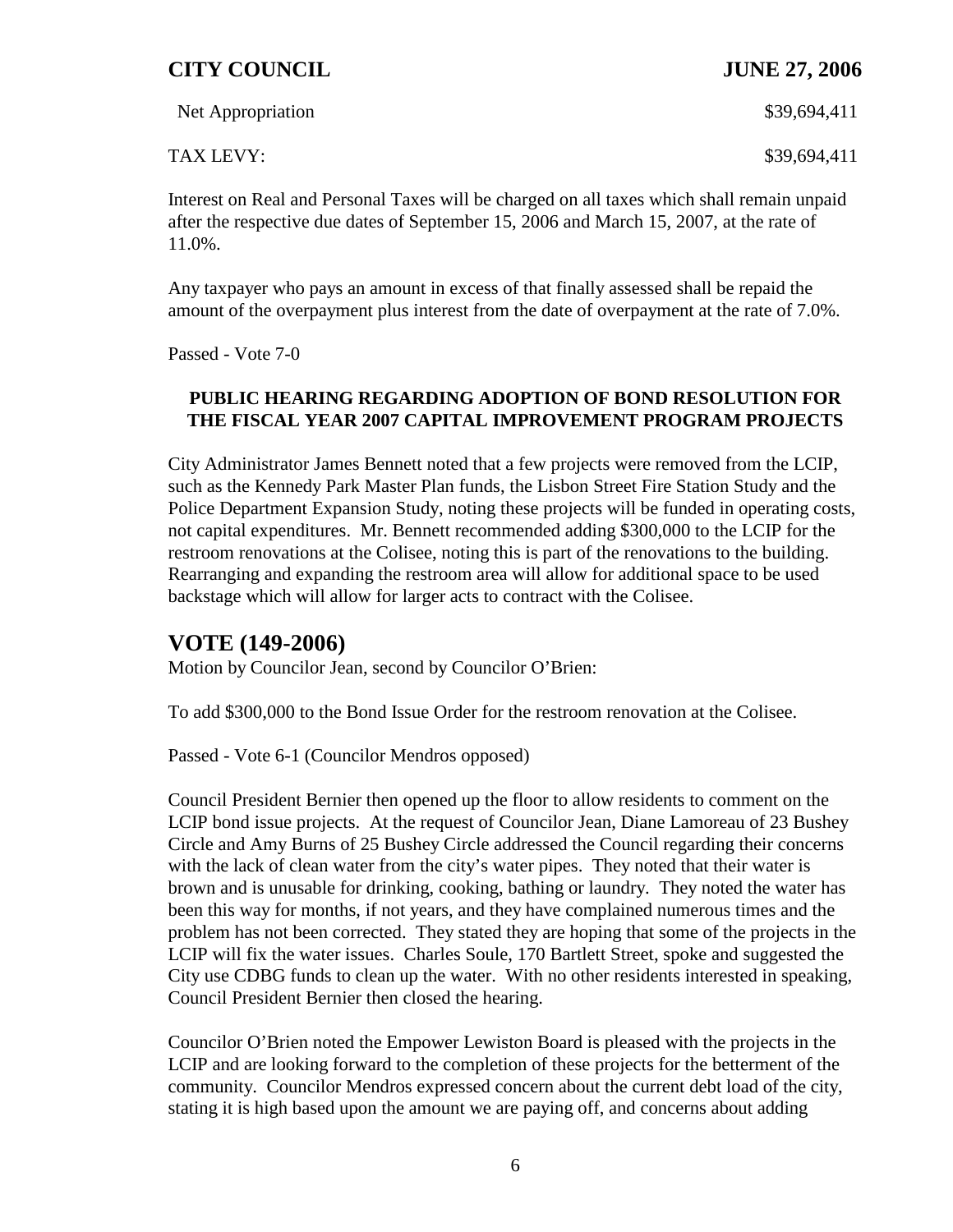| Net Appropriation | $39,694,411 |
| --- | --- |
| TAX LEVY: | $39,694,411 |

Interest on Real and Personal Taxes will be charged on all taxes which shall remain unpaid after the respective due dates of September 15, 2006 and March 15, 2007, at the rate of 11.0%.

Any taxpayer who pays an amount in excess of that finally assessed shall be repaid the amount of the overpayment plus interest from the date of overpayment at the rate of 7.0%.

Passed - Vote 7-0

**PUBLIC HEARING REGARDING ADOPTION OF BOND RESOLUTION FOR THE FISCAL YEAR 2007 CAPITAL IMPROVEMENT PROGRAM PROJECTS**

City Administrator James Bennett noted that a few projects were removed from the LCIP, such as the Kennedy Park Master Plan funds, the Lisbon Street Fire Station Study and the Police Department Expansion Study, noting these projects will be funded in operating costs, not capital expenditures. Mr. Bennett recommended adding $300,000 to the LCIP for the restroom renovations at the Colisee, noting this is part of the renovations to the building. Rearranging and expanding the restroom area will allow for additional space to be used backstage which will allow for larger acts to contract with the Colisee.

## VOTE (149-2006)

Motion by Councilor Jean, second by Councilor O'Brien:

To add $300,000 to the Bond Issue Order for the restroom renovation at the Colisee.

Passed - Vote 6-1 (Councilor Mendros opposed)

Council President Bernier then opened up the floor to allow residents to comment on the LCIP bond issue projects. At the request of Councilor Jean, Diane Lamoreau of 23 Bushey Circle and Amy Burns of 25 Bushey Circle addressed the Council regarding their concerns with the lack of clean water from the city's water pipes. They noted that their water is brown and is unusable for drinking, cooking, bathing or laundry. They noted the water has been this way for months, if not years, and they have complained numerous times and the problem has not been corrected. They stated they are hoping that some of the projects in the LCIP will fix the water issues. Charles Soule, 170 Bartlett Street, spoke and suggested the City use CDBG funds to clean up the water. With no other residents interested in speaking, Council President Bernier then closed the hearing.

Councilor O'Brien noted the Empower Lewiston Board is pleased with the projects in the LCIP and are looking forward to the completion of these projects for the betterment of the community. Councilor Mendros expressed concern about the current debt load of the city, stating it is high based upon the amount we are paying off, and concerns about adding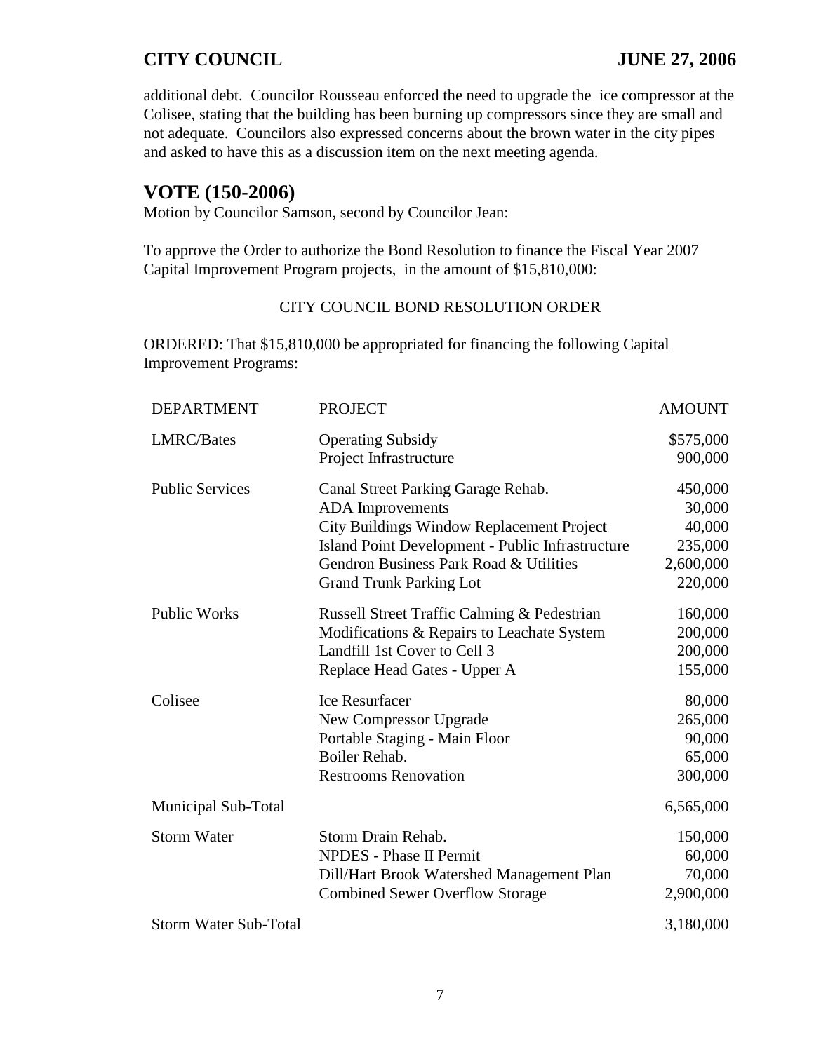additional debt. Councilor Rousseau enforced the need to upgrade the ice compressor at the Colisee, stating that the building has been burning up compressors since they are small and not adequate. Councilors also expressed concerns about the brown water in the city pipes and asked to have this as a discussion item on the next meeting agenda.

## VOTE (150-2006)

Motion by Councilor Samson, second by Councilor Jean:

To approve the Order to authorize the Bond Resolution to finance the Fiscal Year 2007 Capital Improvement Program projects, in the amount of $15,810,000:

CITY COUNCIL BOND RESOLUTION ORDER

ORDERED: That $15,810,000 be appropriated for financing the following Capital Improvement Programs:

| DEPARTMENT | PROJECT | AMOUNT |
|---|---|---|
| LMRC/Bates | Operating Subsidy | $575,000 |
| | Project Infrastructure | 900,000 |
| Public Services | Canal Street Parking Garage Rehab. | 450,000 |
| | ADA Improvements | 30,000 |
| | City Buildings Window Replacement Project | 40,000 |
| | Island Point Development - Public Infrastructure | 235,000 |
| | Gendron Business Park Road & Utilities | 2,600,000 |
| | Grand Trunk Parking Lot | 220,000 |
| Public Works | Russell Street Traffic Calming & Pedestrian | 160,000 |
| | Modifications & Repairs to Leachate System | 200,000 |
| | Landfill 1st Cover to Cell 3 | 200,000 |
| | Replace Head Gates - Upper A | 155,000 |
| Colisee | Ice Resurfacer | 80,000 |
| | New Compressor Upgrade | 265,000 |
| | Portable Staging - Main Floor | 90,000 |
| | Boiler Rehab. | 65,000 |
| | Restrooms Renovation | 300,000 |
| Municipal Sub-Total | | 6,565,000 |
| Storm Water | Storm Drain Rehab. | 150,000 |
| | NPDES - Phase II Permit | 60,000 |
| | Dill/Hart Brook Watershed Management Plan | 70,000 |
| | Combined Sewer Overflow Storage | 2,900,000 |
| Storm Water Sub-Total | | 3,180,000 |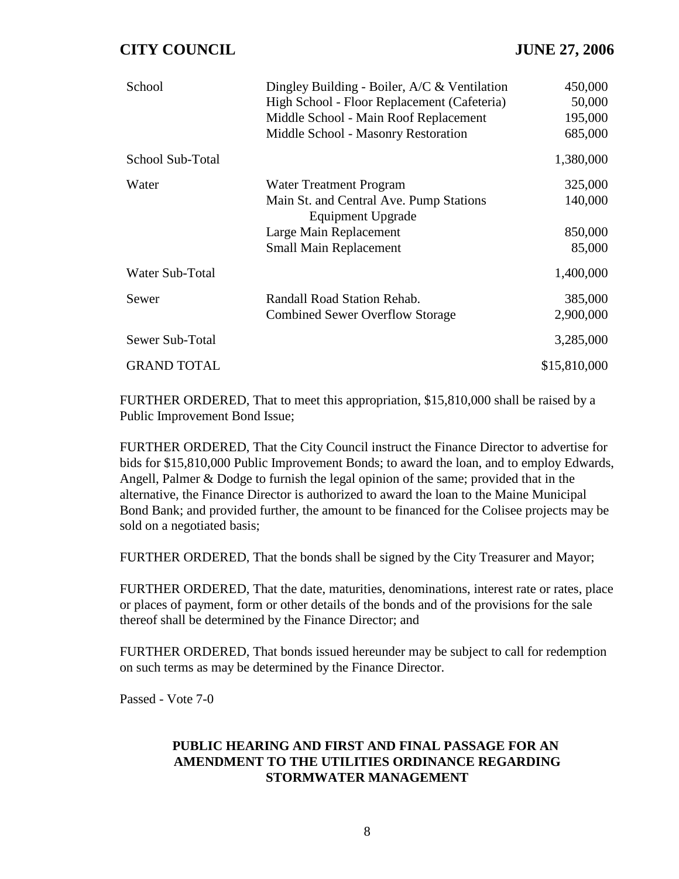| | | |
|---|---|---|
| School | Dingley Building - Boiler, A/C & Ventilation | 450,000 |
| | High School - Floor Replacement (Cafeteria) | 50,000 |
| | Middle School - Main Roof Replacement | 195,000 |
| | Middle School - Masonry Restoration | 685,000 |
| School Sub-Total | | 1,380,000 |
| Water | Water Treatment Program | 325,000 |
| | Main St. and Central Ave. Pump Stations Equipment Upgrade | 140,000 |
| | Large Main Replacement | 850,000 |
| | Small Main Replacement | 85,000 |
| Water Sub-Total | | 1,400,000 |
| Sewer | Randall Road Station Rehab. | 385,000 |
| | Combined Sewer Overflow Storage | 2,900,000 |
| Sewer Sub-Total | | 3,285,000 |
| GRAND TOTAL | | $15,810,000 |

FURTHER ORDERED, That to meet this appropriation, $15,810,000 shall be raised by a Public Improvement Bond Issue;

FURTHER ORDERED, That the City Council instruct the Finance Director to advertise for bids for $15,810,000 Public Improvement Bonds; to award the loan, and to employ Edwards, Angell, Palmer & Dodge to furnish the legal opinion of the same; provided that in the alternative, the Finance Director is authorized to award the loan to the Maine Municipal Bond Bank; and provided further, the amount to be financed for the Colisee projects may be sold on a negotiated basis;

FURTHER ORDERED, That the bonds shall be signed by the City Treasurer and Mayor;

FURTHER ORDERED, That the date, maturities, denominations, interest rate or rates, place or places of payment, form or other details of the bonds and of the provisions for the sale thereof shall be determined by the Finance Director; and

FURTHER ORDERED, That bonds issued hereunder may be subject to call for redemption on such terms as may be determined by the Finance Director.

Passed - Vote 7-0

## PUBLIC HEARING AND FIRST AND FINAL PASSAGE FOR AN AMENDMENT TO THE UTILITIES ORDINANCE REGARDING STORMWATER MANAGEMENT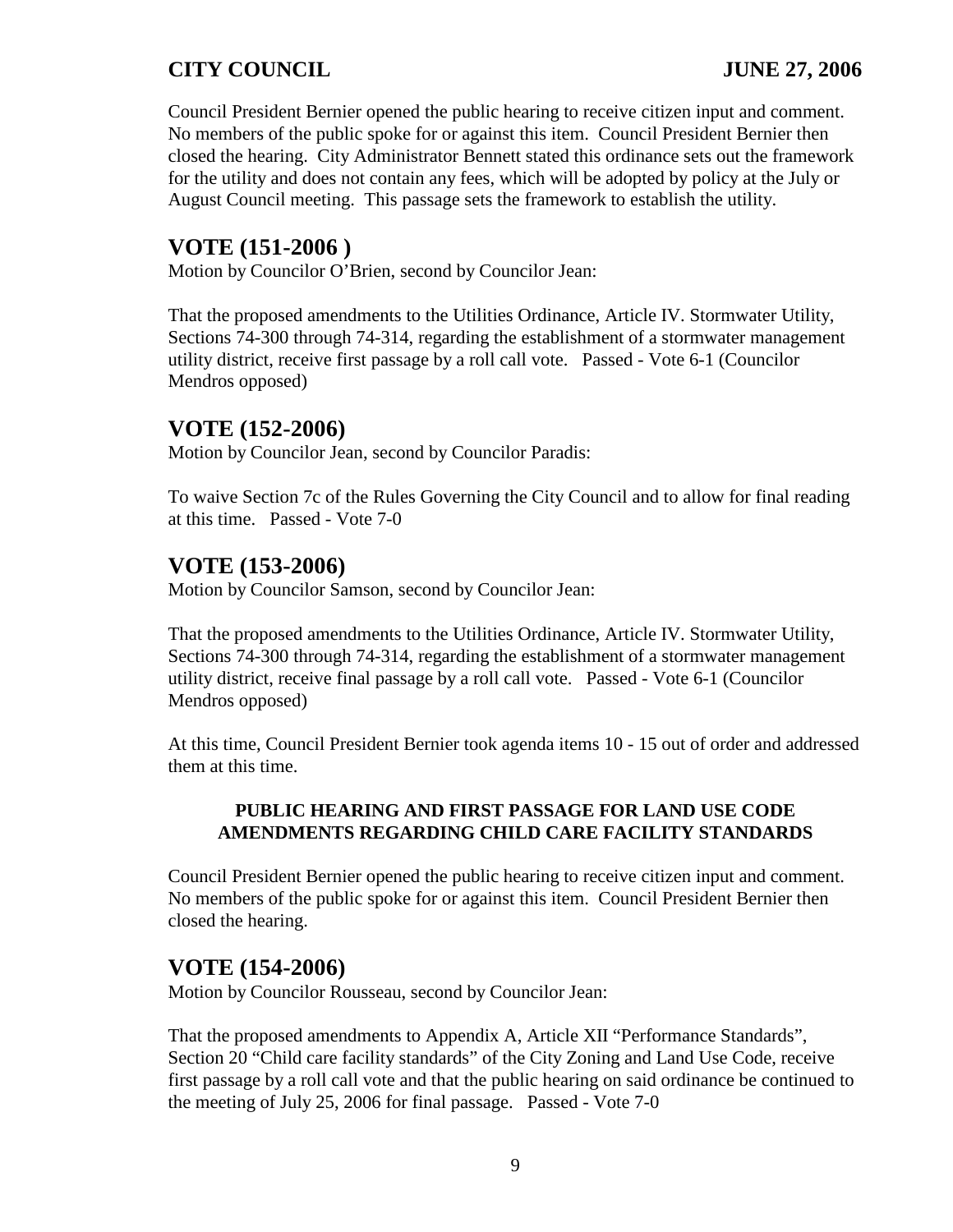Council President Bernier opened the public hearing to receive citizen input and comment. No members of the public spoke for or against this item. Council President Bernier then closed the hearing. City Administrator Bennett stated this ordinance sets out the framework for the utility and does not contain any fees, which will be adopted by policy at the July or August Council meeting. This passage sets the framework to establish the utility.

## VOTE (151-2006 )

Motion by Councilor O'Brien, second by Councilor Jean:

That the proposed amendments to the Utilities Ordinance, Article IV. Stormwater Utility, Sections 74-300 through 74-314, regarding the establishment of a stormwater management utility district, receive first passage by a roll call vote. Passed - Vote 6-1 (Councilor Mendros opposed)

## VOTE (152-2006)

Motion by Councilor Jean, second by Councilor Paradis:

To waive Section 7c of the Rules Governing the City Council and to allow for final reading at this time. Passed - Vote 7-0

## VOTE (153-2006)

Motion by Councilor Samson, second by Councilor Jean:

That the proposed amendments to the Utilities Ordinance, Article IV. Stormwater Utility, Sections 74-300 through 74-314, regarding the establishment of a stormwater management utility district, receive final passage by a roll call vote. Passed - Vote 6-1 (Councilor Mendros opposed)

At this time, Council President Bernier took agenda items 10 - 15 out of order and addressed them at this time.

### PUBLIC HEARING AND FIRST PASSAGE FOR LAND USE CODE AMENDMENTS REGARDING CHILD CARE FACILITY STANDARDS

Council President Bernier opened the public hearing to receive citizen input and comment. No members of the public spoke for or against this item. Council President Bernier then closed the hearing.

## VOTE (154-2006)

Motion by Councilor Rousseau, second by Councilor Jean:

That the proposed amendments to Appendix A, Article XII "Performance Standards", Section 20 "Child care facility standards" of the City Zoning and Land Use Code, receive first passage by a roll call vote and that the public hearing on said ordinance be continued to the meeting of July 25, 2006 for final passage. Passed - Vote 7-0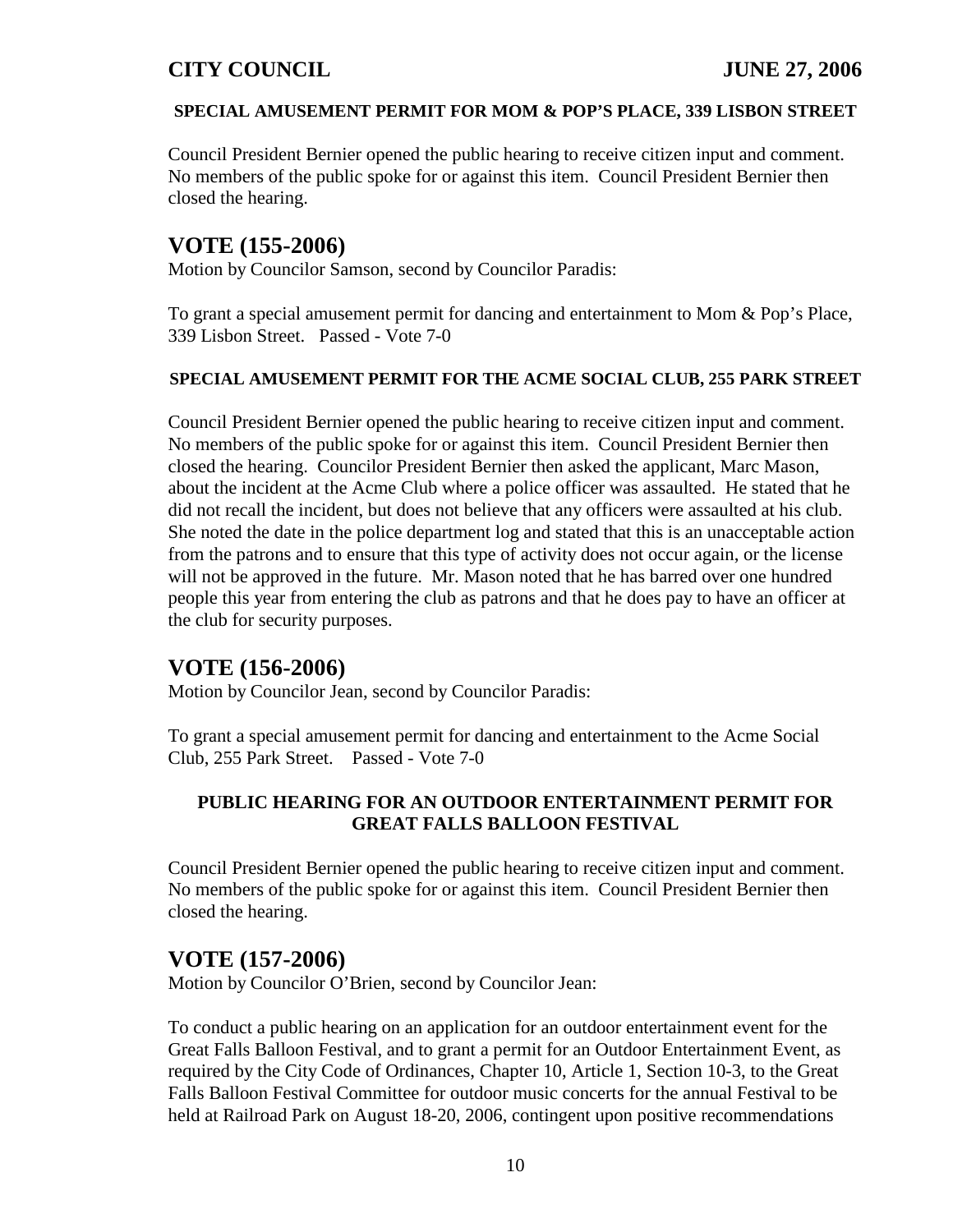### SPECIAL AMUSEMENT PERMIT FOR MOM & POP'S PLACE, 339 LISBON STREET

Council President Bernier opened the public hearing to receive citizen input and comment. No members of the public spoke for or against this item. Council President Bernier then closed the hearing.

## VOTE (155-2006)

Motion by Councilor Samson, second by Councilor Paradis:

To grant a special amusement permit for dancing and entertainment to Mom & Pop's Place, 339 Lisbon Street. Passed - Vote 7-0

### SPECIAL AMUSEMENT PERMIT FOR THE ACME SOCIAL CLUB, 255 PARK STREET

Council President Bernier opened the public hearing to receive citizen input and comment. No members of the public spoke for or against this item. Council President Bernier then closed the hearing. Councilor President Bernier then asked the applicant, Marc Mason, about the incident at the Acme Club where a police officer was assaulted. He stated that he did not recall the incident, but does not believe that any officers were assaulted at his club. She noted the date in the police department log and stated that this is an unacceptable action from the patrons and to ensure that this type of activity does not occur again, or the license will not be approved in the future. Mr. Mason noted that he has barred over one hundred people this year from entering the club as patrons and that he does pay to have an officer at the club for security purposes.

## VOTE (156-2006)

Motion by Councilor Jean, second by Councilor Paradis:

To grant a special amusement permit for dancing and entertainment to the Acme Social Club, 255 Park Street. Passed - Vote 7-0

### PUBLIC HEARING FOR AN OUTDOOR ENTERTAINMENT PERMIT FOR GREAT FALLS BALLOON FESTIVAL

Council President Bernier opened the public hearing to receive citizen input and comment. No members of the public spoke for or against this item. Council President Bernier then closed the hearing.

## VOTE (157-2006)

Motion by Councilor O'Brien, second by Councilor Jean:

To conduct a public hearing on an application for an outdoor entertainment event for the Great Falls Balloon Festival, and to grant a permit for an Outdoor Entertainment Event, as required by the City Code of Ordinances, Chapter 10, Article 1, Section 10-3, to the Great Falls Balloon Festival Committee for outdoor music concerts for the annual Festival to be held at Railroad Park on August 18-20, 2006, contingent upon positive recommendations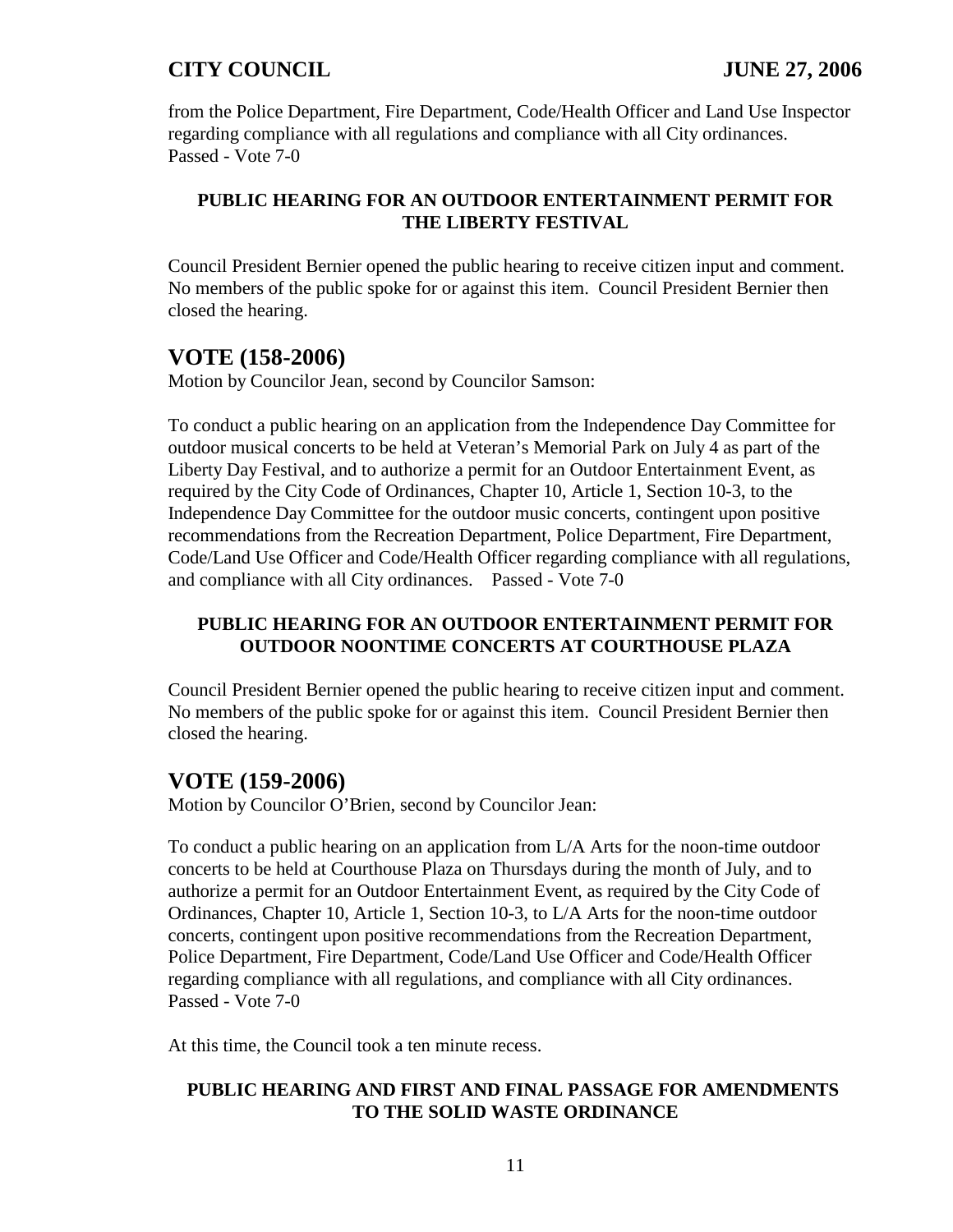from the Police Department, Fire Department, Code/Health Officer and Land Use Inspector regarding compliance with all regulations and compliance with all City ordinances.
Passed - Vote 7-0

**PUBLIC HEARING FOR AN OUTDOOR ENTERTAINMENT PERMIT FOR THE LIBERTY FESTIVAL**

Council President Bernier opened the public hearing to receive citizen input and comment. No members of the public spoke for or against this item. Council President Bernier then closed the hearing.

## VOTE (158-2006)

Motion by Councilor Jean, second by Councilor Samson:

To conduct a public hearing on an application from the Independence Day Committee for outdoor musical concerts to be held at Veteran's Memorial Park on July 4 as part of the Liberty Day Festival, and to authorize a permit for an Outdoor Entertainment Event, as required by the City Code of Ordinances, Chapter 10, Article 1, Section 10-3, to the Independence Day Committee for the outdoor music concerts, contingent upon positive recommendations from the Recreation Department, Police Department, Fire Department, Code/Land Use Officer and Code/Health Officer regarding compliance with all regulations, and compliance with all City ordinances. Passed - Vote 7-0

**PUBLIC HEARING FOR AN OUTDOOR ENTERTAINMENT PERMIT FOR OUTDOOR NOONTIME CONCERTS AT COURTHOUSE PLAZA**

Council President Bernier opened the public hearing to receive citizen input and comment. No members of the public spoke for or against this item. Council President Bernier then closed the hearing.

## VOTE (159-2006)

Motion by Councilor O'Brien, second by Councilor Jean:

To conduct a public hearing on an application from L/A Arts for the noon-time outdoor concerts to be held at Courthouse Plaza on Thursdays during the month of July, and to authorize a permit for an Outdoor Entertainment Event, as required by the City Code of Ordinances, Chapter 10, Article 1, Section 10-3, to L/A Arts for the noon-time outdoor concerts, contingent upon positive recommendations from the Recreation Department, Police Department, Fire Department, Code/Land Use Officer and Code/Health Officer regarding compliance with all regulations, and compliance with all City ordinances.
Passed - Vote 7-0

At this time, the Council took a ten minute recess.

**PUBLIC HEARING AND FIRST AND FINAL PASSAGE FOR AMENDMENTS TO THE SOLID WASTE ORDINANCE**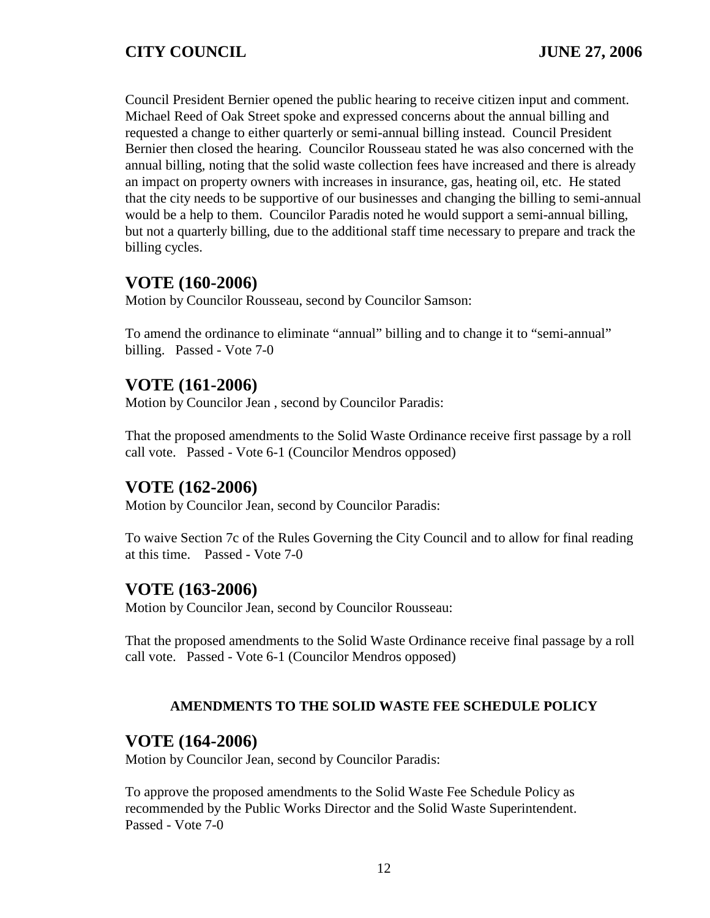Council President Bernier opened the public hearing to receive citizen input and comment. Michael Reed of Oak Street spoke and expressed concerns about the annual billing and requested a change to either quarterly or semi-annual billing instead. Council President Bernier then closed the hearing. Councilor Rousseau stated he was also concerned with the annual billing, noting that the solid waste collection fees have increased and there is already an impact on property owners with increases in insurance, gas, heating oil, etc. He stated that the city needs to be supportive of our businesses and changing the billing to semi-annual would be a help to them. Councilor Paradis noted he would support a semi-annual billing, but not a quarterly billing, due to the additional staff time necessary to prepare and track the billing cycles.

## VOTE (160-2006)

Motion by Councilor Rousseau, second by Councilor Samson:

To amend the ordinance to eliminate "annual" billing and to change it to "semi-annual" billing. Passed - Vote 7-0

## VOTE (161-2006)

Motion by Councilor Jean , second by Councilor Paradis:

That the proposed amendments to the Solid Waste Ordinance receive first passage by a roll call vote. Passed - Vote 6-1 (Councilor Mendros opposed)

## VOTE (162-2006)

Motion by Councilor Jean, second by Councilor Paradis:

To waive Section 7c of the Rules Governing the City Council and to allow for final reading at this time. Passed - Vote 7-0

## VOTE (163-2006)

Motion by Councilor Jean, second by Councilor Rousseau:

That the proposed amendments to the Solid Waste Ordinance receive final passage by a roll call vote. Passed - Vote 6-1 (Councilor Mendros opposed)

### AMENDMENTS TO THE SOLID WASTE FEE SCHEDULE POLICY

## VOTE (164-2006)

Motion by Councilor Jean, second by Councilor Paradis:

To approve the proposed amendments to the Solid Waste Fee Schedule Policy as recommended by the Public Works Director and the Solid Waste Superintendent. Passed - Vote 7-0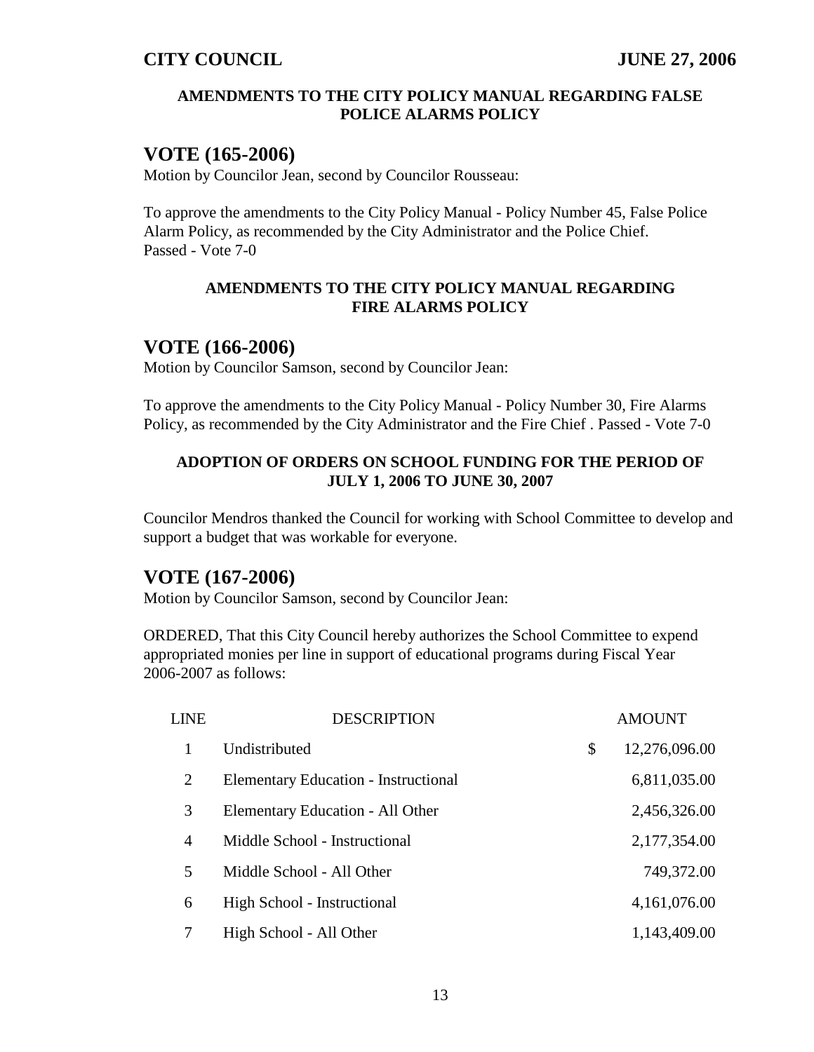**AMENDMENTS TO THE CITY POLICY MANUAL REGARDING FALSE POLICE ALARMS POLICY**

## VOTE (165-2006)

Motion by Councilor Jean, second by Councilor Rousseau:

To approve the amendments to the City Policy Manual - Policy Number 45, False Police Alarm Policy, as recommended by the City Administrator and the Police Chief.
Passed - Vote 7-0

**AMENDMENTS TO THE CITY POLICY MANUAL REGARDING FIRE ALARMS POLICY**

## VOTE (166-2006)

Motion by Councilor Samson, second by Councilor Jean:

To approve the amendments to the City Policy Manual - Policy Number 30, Fire Alarms Policy, as recommended by the City Administrator and the Fire Chief . Passed - Vote 7-0

**ADOPTION OF ORDERS ON SCHOOL FUNDING FOR THE PERIOD OF JULY 1, 2006 TO JUNE 30, 2007**

Councilor Mendros thanked the Council for working with School Committee to develop and support a budget that was workable for everyone.

## VOTE (167-2006)

Motion by Councilor Samson, second by Councilor Jean:

ORDERED, That this City Council hereby authorizes the School Committee to expend appropriated monies per line in support of educational programs during Fiscal Year 2006-2007 as follows:

| LINE | DESCRIPTION | AMOUNT |
|---|---|---|
| 1 | Undistributed | $ 12,276,096.00 |
| 2 | Elementary Education - Instructional | 6,811,035.00 |
| 3 | Elementary Education - All Other | 2,456,326.00 |
| 4 | Middle School - Instructional | 2,177,354.00 |
| 5 | Middle School - All Other | 749,372.00 |
| 6 | High School - Instructional | 4,161,076.00 |
| 7 | High School - All Other | 1,143,409.00 |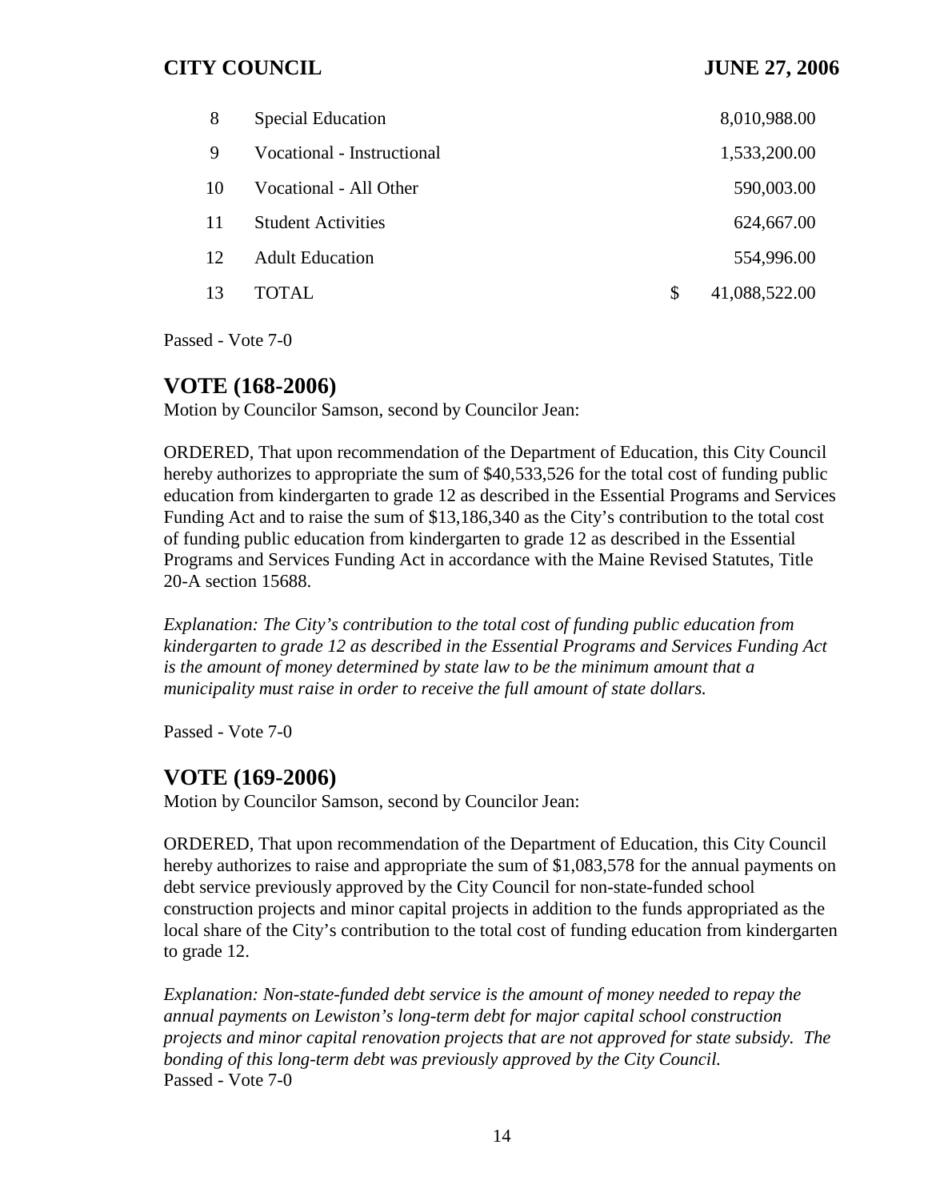| | | | |
|---|---|---|---|
| 8 | Special Education | | 8,010,988.00 |
| 9 | Vocational - Instructional | | 1,533,200.00 |
| 10 | Vocational - All Other | | 590,003.00 |
| 11 | Student Activities | | 624,667.00 |
| 12 | Adult Education | | 554,996.00 |
| 13 | TOTAL | $ | 41,088,522.00 |

Passed - Vote 7-0

## VOTE (168-2006)

Motion by Councilor Samson, second by Councilor Jean:

ORDERED, That upon recommendation of the Department of Education, this City Council hereby authorizes to appropriate the sum of $40,533,526 for the total cost of funding public education from kindergarten to grade 12 as described in the Essential Programs and Services Funding Act and to raise the sum of $13,186,340 as the City's contribution to the total cost of funding public education from kindergarten to grade 12 as described in the Essential Programs and Services Funding Act in accordance with the Maine Revised Statutes, Title 20-A section 15688.

*Explanation: The City's contribution to the total cost of funding public education from kindergarten to grade 12 as described in the Essential Programs and Services Funding Act is the amount of money determined by state law to be the minimum amount that a municipality must raise in order to receive the full amount of state dollars.*

Passed - Vote 7-0

## VOTE (169-2006)

Motion by Councilor Samson, second by Councilor Jean:

ORDERED, That upon recommendation of the Department of Education, this City Council hereby authorizes to raise and appropriate the sum of $1,083,578 for the annual payments on debt service previously approved by the City Council for non-state-funded school construction projects and minor capital projects in addition to the funds appropriated as the local share of the City's contribution to the total cost of funding education from kindergarten to grade 12.

*Explanation: Non-state-funded debt service is the amount of money needed to repay the annual payments on Lewiston's long-term debt for major capital school construction projects and minor capital renovation projects that are not approved for state subsidy. The bonding of this long-term debt was previously approved by the City Council.*

Passed - Vote 7-0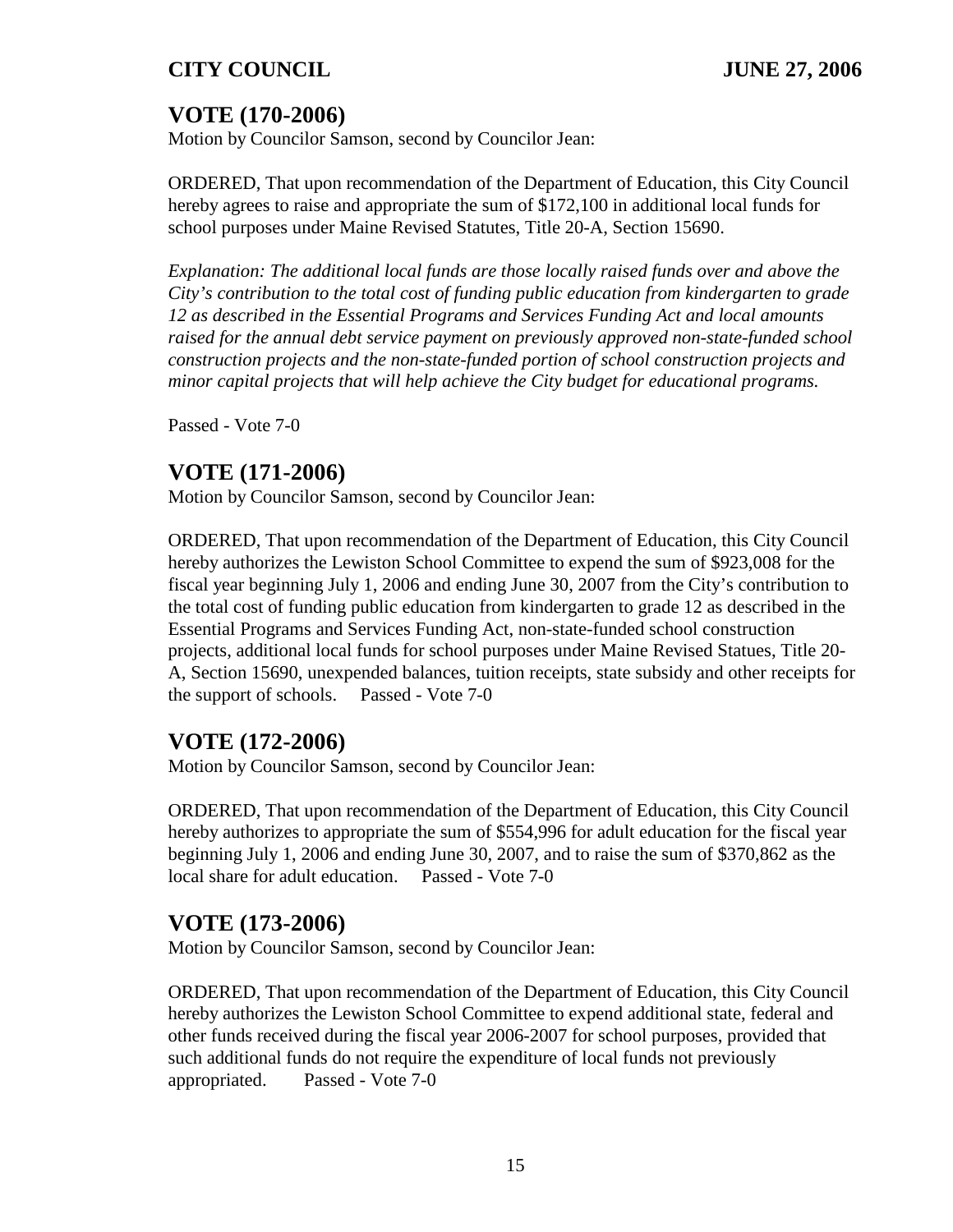## VOTE (170-2006)

Motion by Councilor Samson, second by Councilor Jean:

ORDERED, That upon recommendation of the Department of Education, this City Council hereby agrees to raise and appropriate the sum of $172,100 in additional local funds for school purposes under Maine Revised Statutes, Title 20-A, Section 15690.

*Explanation: The additional local funds are those locally raised funds over and above the City's contribution to the total cost of funding public education from kindergarten to grade 12 as described in the Essential Programs and Services Funding Act and local amounts raised for the annual debt service payment on previously approved non-state-funded school construction projects and the non-state-funded portion of school construction projects and minor capital projects that will help achieve the City budget for educational programs.*

Passed - Vote 7-0

## VOTE (171-2006)

Motion by Councilor Samson, second by Councilor Jean:

ORDERED, That upon recommendation of the Department of Education, this City Council hereby authorizes the Lewiston School Committee to expend the sum of $923,008 for the fiscal year beginning July 1, 2006 and ending June 30, 2007 from the City's contribution to the total cost of funding public education from kindergarten to grade 12 as described in the Essential Programs and Services Funding Act, non-state-funded school construction projects, additional local funds for school purposes under Maine Revised Statues, Title 20-A, Section 15690, unexpended balances, tuition receipts, state subsidy and other receipts for the support of schools. Passed - Vote 7-0

## VOTE (172-2006)

Motion by Councilor Samson, second by Councilor Jean:

ORDERED, That upon recommendation of the Department of Education, this City Council hereby authorizes to appropriate the sum of $554,996 for adult education for the fiscal year beginning July 1, 2006 and ending June 30, 2007, and to raise the sum of $370,862 as the local share for adult education. Passed - Vote 7-0

## VOTE (173-2006)

Motion by Councilor Samson, second by Councilor Jean:

ORDERED, That upon recommendation of the Department of Education, this City Council hereby authorizes the Lewiston School Committee to expend additional state, federal and other funds received during the fiscal year 2006-2007 for school purposes, provided that such additional funds do not require the expenditure of local funds not previously appropriated. Passed - Vote 7-0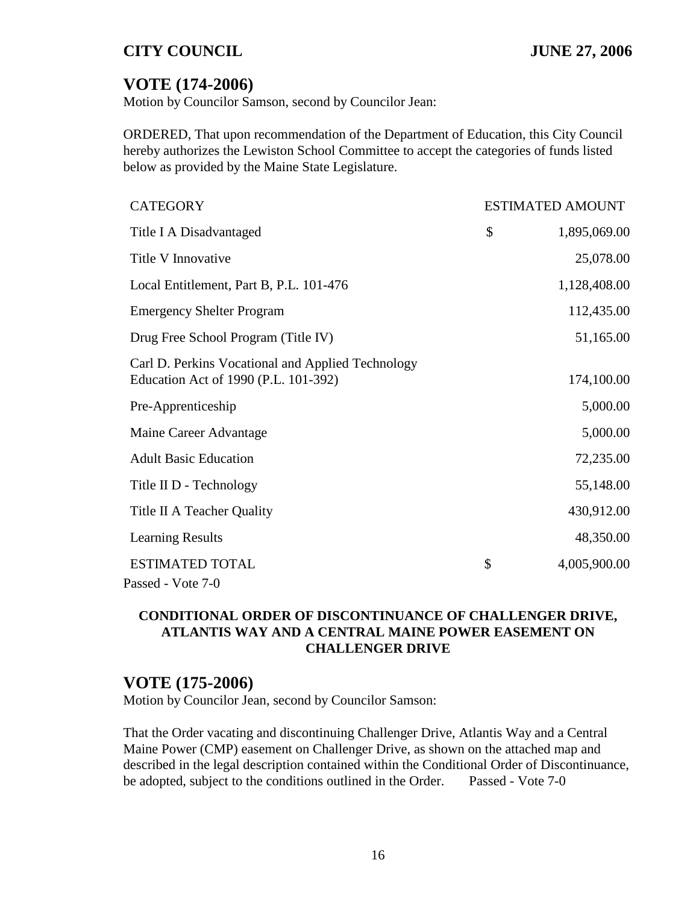## VOTE (174-2006)

Motion by Councilor Samson, second by Councilor Jean:

ORDERED, That upon recommendation of the Department of Education, this City Council hereby authorizes the Lewiston School Committee to accept the categories of funds listed below as provided by the Maine State Legislature.

| CATEGORY | ESTIMATED AMOUNT | |
|---|---|---|
| Title I A Disadvantaged | $ | 1,895,069.00 |
| Title V Innovative | | 25,078.00 |
| Local Entitlement, Part B, P.L. 101-476 | | 1,128,408.00 |
| Emergency Shelter Program | | 112,435.00 |
| Drug Free School Program (Title IV) | | 51,165.00 |
| Carl D. Perkins Vocational and Applied Technology Education Act of 1990 (P.L. 101-392) | | 174,100.00 |
| Pre-Apprenticeship | | 5,000.00 |
| Maine Career Advantage | | 5,000.00 |
| Adult Basic Education | | 72,235.00 |
| Title II D - Technology | | 55,148.00 |
| Title II A Teacher Quality | | 430,912.00 |
| Learning Results | | 48,350.00 |
| ESTIMATED TOTAL | $ | 4,005,900.00 |

Passed - Vote 7-0

**CONDITIONAL ORDER OF DISCONTINUANCE OF CHALLENGER DRIVE, ATLANTIS WAY AND A CENTRAL MAINE POWER EASEMENT ON CHALLENGER DRIVE**

## VOTE (175-2006)

Motion by Councilor Jean, second by Councilor Samson:

That the Order vacating and discontinuing Challenger Drive, Atlantis Way and a Central Maine Power (CMP) easement on Challenger Drive, as shown on the attached map and described in the legal description contained within the Conditional Order of Discontinuance, be adopted, subject to the conditions outlined in the Order. Passed - Vote 7-0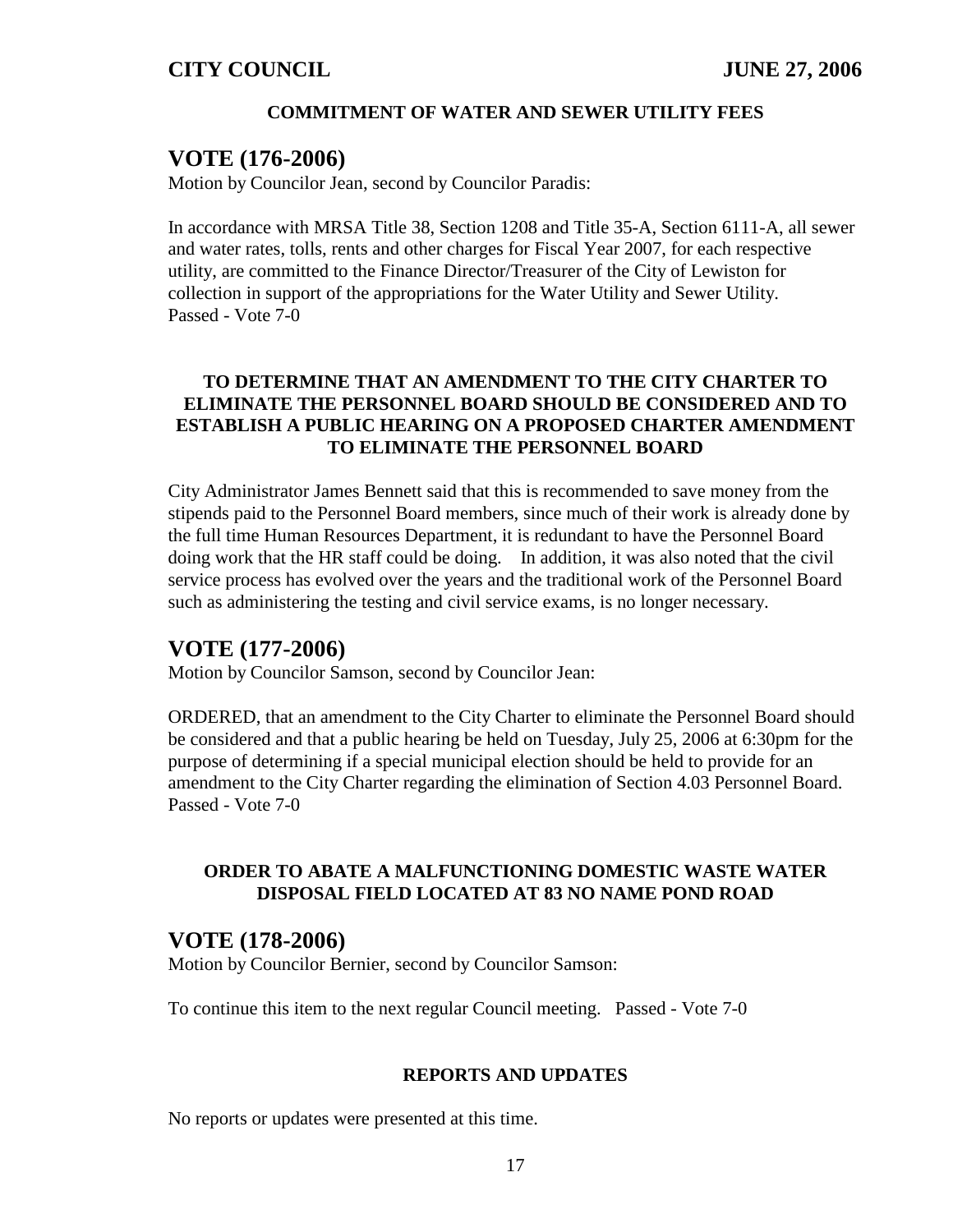**COMMITMENT OF WATER AND SEWER UTILITY FEES**

## VOTE (176-2006)

Motion by Councilor Jean, second by Councilor Paradis:

In accordance with MRSA Title 38, Section 1208 and Title 35-A, Section 6111-A, all sewer and water rates, tolls, rents and other charges for Fiscal Year 2007, for each respective utility, are committed to the Finance Director/Treasurer of the City of Lewiston for collection in support of the appropriations for the Water Utility and Sewer Utility.
Passed - Vote 7-0

**TO DETERMINE THAT AN AMENDMENT TO THE CITY CHARTER TO ELIMINATE THE PERSONNEL BOARD SHOULD BE CONSIDERED AND TO ESTABLISH A PUBLIC HEARING ON A PROPOSED CHARTER AMENDMENT TO ELIMINATE THE PERSONNEL BOARD**

City Administrator James Bennett said that this is recommended to save money from the stipends paid to the Personnel Board members, since much of their work is already done by the full time Human Resources Department, it is redundant to have the Personnel Board doing work that the HR staff could be doing. In addition, it was also noted that the civil service process has evolved over the years and the traditional work of the Personnel Board such as administering the testing and civil service exams, is no longer necessary.

## VOTE (177-2006)

Motion by Councilor Samson, second by Councilor Jean:

ORDERED, that an amendment to the City Charter to eliminate the Personnel Board should be considered and that a public hearing be held on Tuesday, July 25, 2006 at 6:30pm for the purpose of determining if a special municipal election should be held to provide for an amendment to the City Charter regarding the elimination of Section 4.03 Personnel Board.
Passed - Vote 7-0

**ORDER TO ABATE A MALFUNCTIONING DOMESTIC WASTE WATER DISPOSAL FIELD LOCATED AT 83 NO NAME POND ROAD**

## VOTE (178-2006)

Motion by Councilor Bernier, second by Councilor Samson:

To continue this item to the next regular Council meeting. Passed - Vote 7-0

**REPORTS AND UPDATES**

No reports or updates were presented at this time.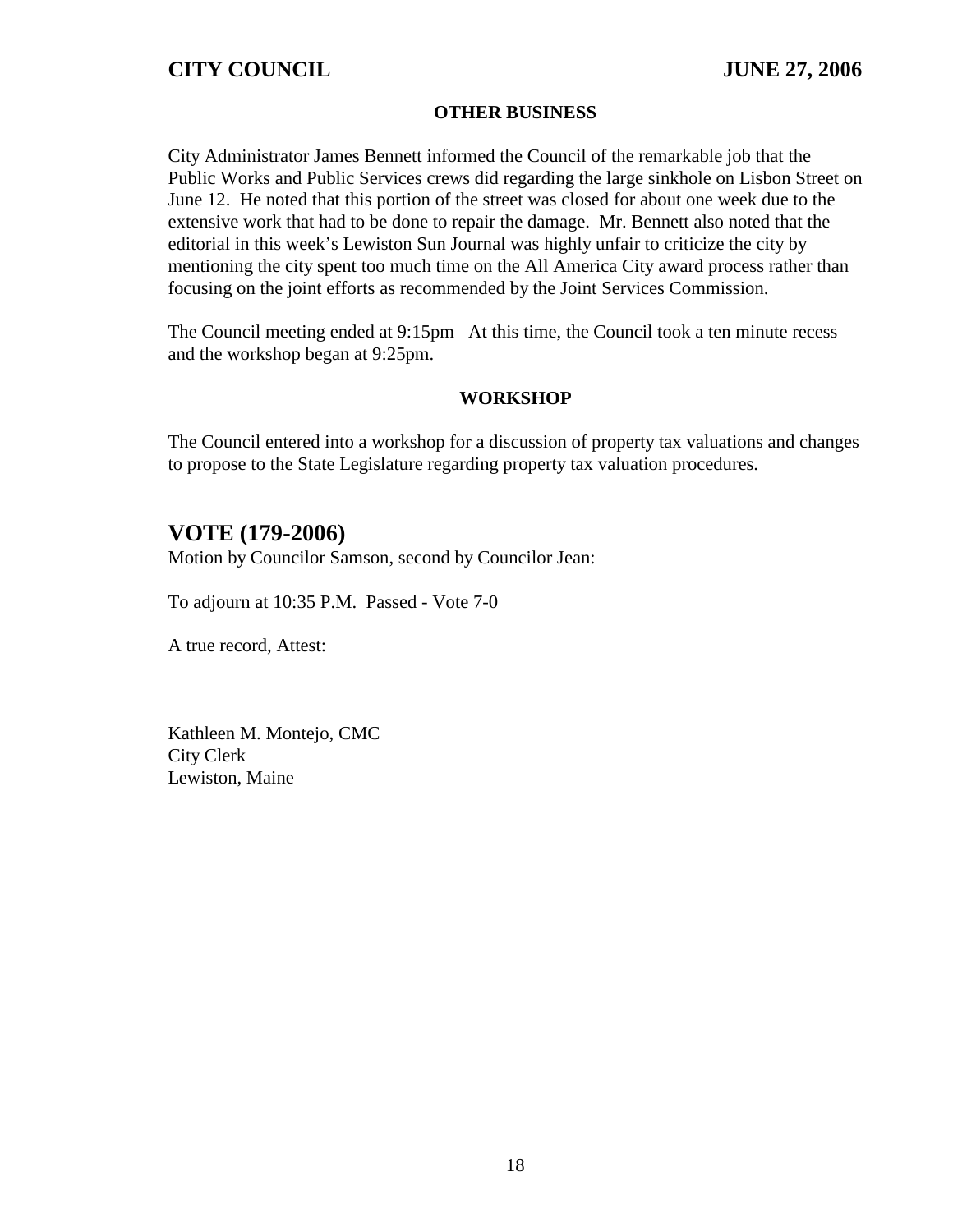## OTHER BUSINESS

City Administrator James Bennett informed the Council of the remarkable job that the Public Works and Public Services crews did regarding the large sinkhole on Lisbon Street on June 12. He noted that this portion of the street was closed for about one week due to the extensive work that had to be done to repair the damage. Mr. Bennett also noted that the editorial in this week's Lewiston Sun Journal was highly unfair to criticize the city by mentioning the city spent too much time on the All America City award process rather than focusing on the joint efforts as recommended by the Joint Services Commission.

The Council meeting ended at 9:15pm At this time, the Council took a ten minute recess and the workshop began at 9:25pm.

## WORKSHOP

The Council entered into a workshop for a discussion of property tax valuations and changes to propose to the State Legislature regarding property tax valuation procedures.

## VOTE (179-2006)

Motion by Councilor Samson, second by Councilor Jean:

To adjourn at 10:35 P.M. Passed - Vote 7-0

A true record, Attest:

Kathleen M. Montejo, CMC
City Clerk
Lewiston, Maine